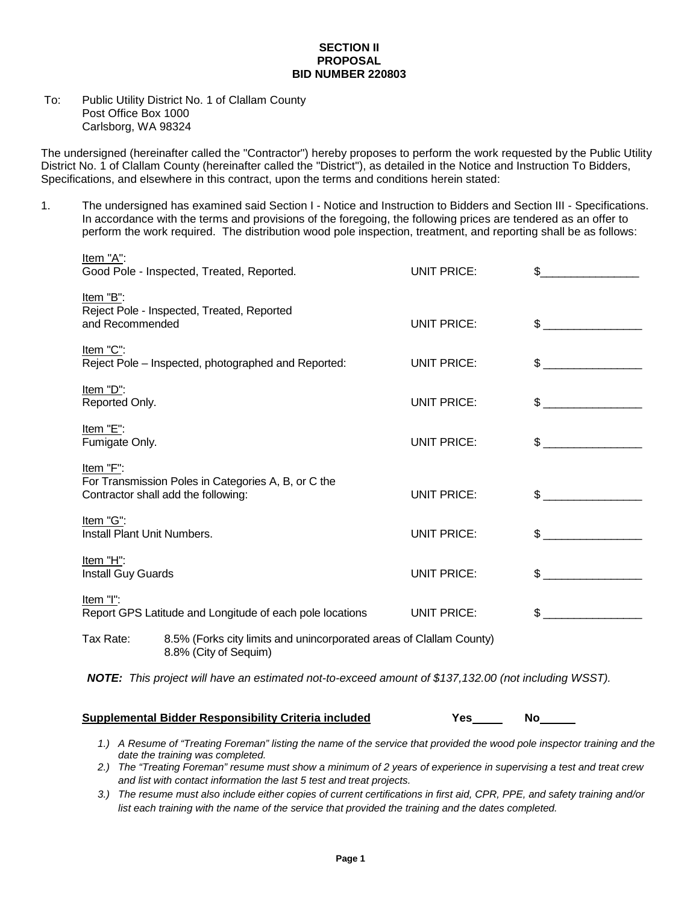# SECTION II
# PROPOSAL
# BID NUMBER 220803

To: Public Utility District No. 1 of Clallam County
Post Office Box 1000
Carlsborg, WA 98324

The undersigned (hereinafter called the "Contractor") hereby proposes to perform the work requested by the Public Utility District No. 1 of Clallam County (hereinafter called the "District"), as detailed in the Notice and Instruction To Bidders, Specifications, and elsewhere in this contract, upon the terms and conditions herein stated:

1. The undersigned has examined said Section I - Notice and Instruction to Bidders and Section III - Specifications. In accordance with the terms and provisions of the foregoing, the following prices are tendered as an offer to perform the work required. The distribution wood pole inspection, treatment, and reporting shall be as follows:

| Item | | |
|---|---|---|
| Item "A": Good Pole - Inspected, Treated, Reported. | UNIT PRICE: | $_______________ |
| Item "B": Reject Pole - Inspected, Treated, Reported and Recommended | UNIT PRICE: | $ _______________ |
| Item "C": Reject Pole – Inspected, photographed and Reported: | UNIT PRICE: | $ _______________ |
| Item "D": Reported Only. | UNIT PRICE: | $ _______________ |
| Item "E": Fumigate Only. | UNIT PRICE: | $ _______________ |
| Item "F": For Transmission Poles in Categories A, B, or C the Contractor shall add the following: | UNIT PRICE: | $ _______________ |
| Item "G": Install Plant Unit Numbers. | UNIT PRICE: | $ _______________ |
| Item "H": Install Guy Guards | UNIT PRICE: | $ _______________ |
| Item "I": Report GPS Latitude and Longitude of each pole locations | UNIT PRICE: | $ _______________ |

Tax Rate: 8.5% (Forks city limits and unincorporated areas of Clallam County)
8.8% (City of Sequim)

***NOTE:*** *This project will have an estimated not-to-exceed amount of $137,132.00 (not including WSST).*

**Supplemental Bidder Responsibility Criteria included** **Yes____ No_____**

1.) *A Resume of "Treating Foreman" listing the name of the service that provided the wood pole inspector training and the date the training was completed.*
2.) *The "Treating Foreman" resume must show a minimum of 2 years of experience in supervising a test and treat crew and list with contact information the last 5 test and treat projects.*
3.) *The resume must also include either copies of current certifications in first aid, CPR, PPE, and safety training and/or list each training with the name of the service that provided the training and the dates completed.*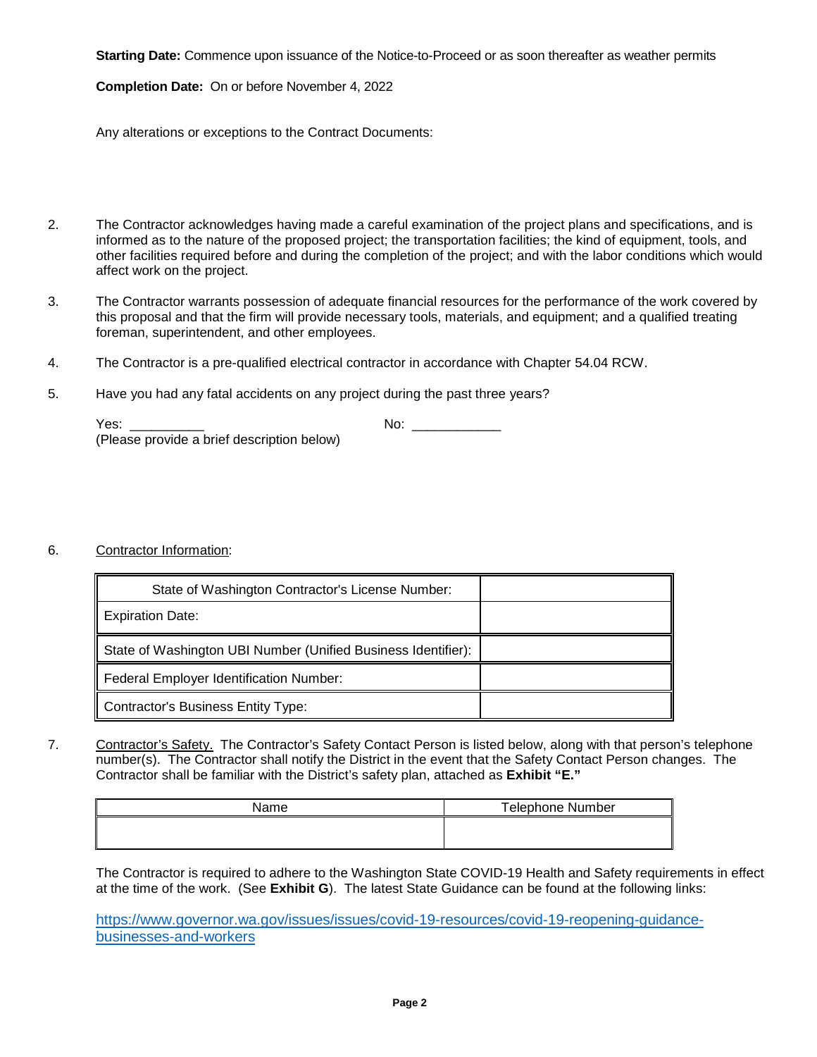**Starting Date:** Commence upon issuance of the Notice-to-Proceed or as soon thereafter as weather permits

**Completion Date:** On or before November 4, 2022

Any alterations or exceptions to the Contract Documents:

2. The Contractor acknowledges having made a careful examination of the project plans and specifications, and is informed as to the nature of the proposed project; the transportation facilities; the kind of equipment, tools, and other facilities required before and during the completion of the project; and with the labor conditions which would affect work on the project.

3. The Contractor warrants possession of adequate financial resources for the performance of the work covered by this proposal and that the firm will provide necessary tools, materials, and equipment; and a qualified treating foreman, superintendent, and other employees.

4. The Contractor is a pre-qualified electrical contractor in accordance with Chapter 54.04 RCW.

5. Have you had any fatal accidents on any project during the past three years?

   Yes: __________ No: ____________
   (Please provide a brief description below)

6. Contractor Information:

| State of Washington Contractor's License Number: | |
|---|---|
| Expiration Date: | |
| State of Washington UBI Number (Unified Business Identifier): | |
| Federal Employer Identification Number: | |
| Contractor's Business Entity Type: | |

7. Contractor's Safety. The Contractor's Safety Contact Person is listed below, along with that person's telephone number(s). The Contractor shall notify the District in the event that the Safety Contact Person changes. The Contractor shall be familiar with the District's safety plan, attached as **Exhibit "E."**

| Name | Telephone Number |
|---|---|
| | |

The Contractor is required to adhere to the Washington State COVID-19 Health and Safety requirements in effect at the time of the work. (See **Exhibit G**). The latest State Guidance can be found at the following links:

https://www.governor.wa.gov/issues/issues/covid-19-resources/covid-19-reopening-guidance-businesses-and-workers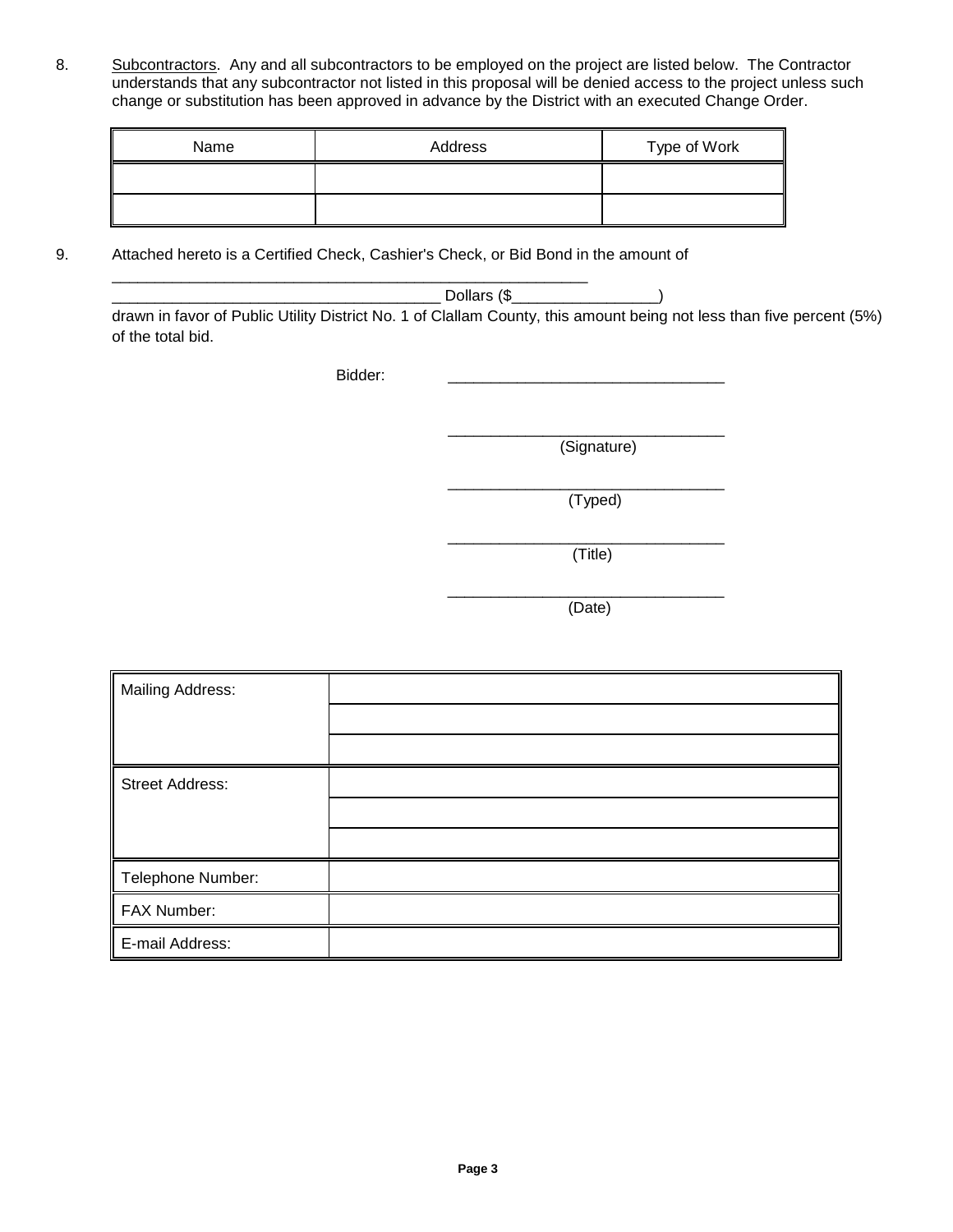8. Subcontractors. Any and all subcontractors to be employed on the project are listed below. The Contractor understands that any subcontractor not listed in this proposal will be denied access to the project unless such change or substitution has been approved in advance by the District with an executed Change Order.

| Name | Address | Type of Work |
|---|---|---|
| | | |
| | | |

9. Attached hereto is a Certified Check, Cashier's Check, or Bid Bond in the amount of

___________________________________________________________
_______________________________________ Dollars ($_________________)
drawn in favor of Public Utility District No. 1 of Clallam County, this amount being not less than five percent (5%) of the total bid.

Bidder: _________________________________

_________________________________
(Signature)

_________________________________
(Typed)

_________________________________
(Title)

_________________________________
(Date)

| | |
|---|---|
| Mailing Address: | |
| | |
| | |
| Street Address: | |
| | |
| | |
| Telephone Number: | |
| FAX Number: | |
| E-mail Address: | |